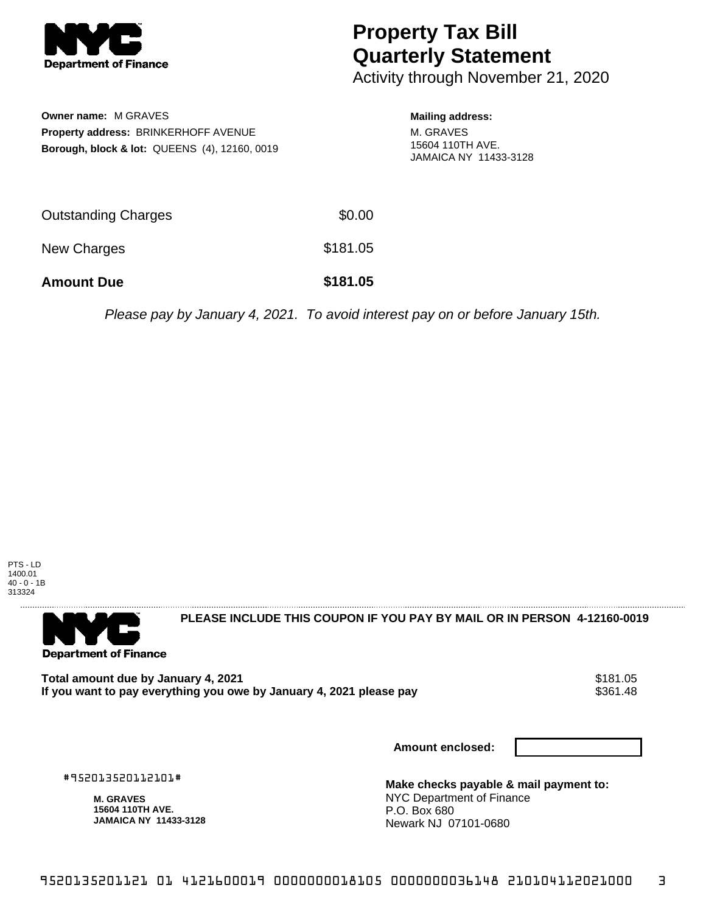# Property Tax Bill Quarterly Statement

Activity through November 21, 2020

**Owner name:** M GRAVES
**Property address:** BRINKERHOFF AVENUE
**Borough, block & lot:** QUEENS (4), 12160, 0019

**Mailing address:**
M. GRAVES
15604 110TH AVE.
JAMAICA NY 11433-3128

| | |
|---|---|
| Outstanding Charges | $0.00 |
| New Charges | $181.05 |
| **Amount Due** | **$181.05** |

*Please pay by January 4, 2021. To avoid interest pay on or before January 15th.*

PTS - LD
1400.01
40 - 0 - 1B
313324

**PLEASE INCLUDE THIS COUPON IF YOU PAY BY MAIL OR IN PERSON 4-12160-0019**

| | |
|---|---|
| **Total amount due by January 4, 2021** | $181.05 |
| **If you want to pay everything you owe by January 4, 2021 please pay** | $361.48 |

**Amount enclosed:**

#952013520112101#

**M. GRAVES**
**15604 110TH AVE.**
**JAMAICA NY 11433-3128**

**Make checks payable & mail payment to:**
NYC Department of Finance
P.O. Box 680
Newark NJ 07101-0680

9520135201121 01 4121600019 0000000018105 0000000036148 210104112021000 3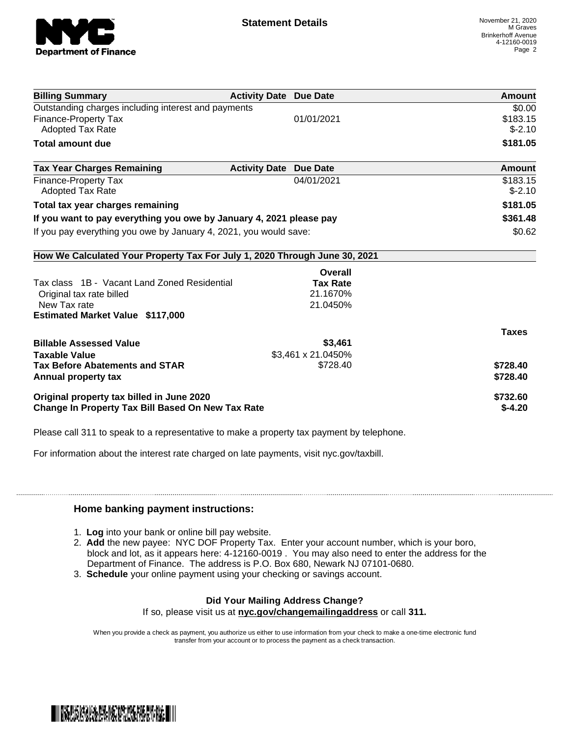# Statement Details

November 21, 2020
M Graves
Brinkerhoff Avenue
4-12160-0019

| Billing Summary | Activity Date | Due Date | Amount |
| --- | --- | --- | --- |
| Outstanding charges including interest and payments | | | $0.00 |
| Finance-Property Tax | | 01/01/2021 | $183.15 |
| Adopted Tax Rate | | | $-2.10 |
| **Total amount due** | | | **$181.05** |

| Tax Year Charges Remaining | Activity Date | Due Date | Amount |
| --- | --- | --- | --- |
| Finance-Property Tax | | 04/01/2021 | $183.15 |
| Adopted Tax Rate | | | $-2.10 |
| **Total tax year charges remaining** | | | **$181.05** |
| **If you want to pay everything you owe by January 4, 2021 please pay** | | | **$361.48** |
| If you pay everything you owe by January 4, 2021, you would save: | | | $0.62 |

## How We Calculated Your Property Tax For July 1, 2020 Through June 30, 2021

| | Overall Tax Rate | |
| --- | --- | --- |
| Tax class 1B - Vacant Land Zoned Residential | | |
| Original tax rate billed | 21.1670% | |
| New Tax rate | 21.0450% | |
| **Estimated Market Value $117,000** | | |
| | | **Taxes** |
| **Billable Assessed Value** | **$3,461** | |
| **Taxable Value** | $3,461 x 21.0450% | |
| **Tax Before Abatements and STAR** | $728.40 | **$728.40** |
| **Annual property tax** | | **$728.40** |
| **Original property tax billed in June 2020** | | **$732.60** |
| **Change In Property Tax Bill Based On New Tax Rate** | | **$-4.20** |

Please call 311 to speak to a representative to make a property tax payment by telephone.

For information about the interest rate charged on late payments, visit nyc.gov/taxbill.

### Home banking payment instructions:

1. **Log** into your bank or online bill pay website.
2. **Add** the new payee: NYC DOF Property Tax. Enter your account number, which is your boro, block and lot, as it appears here: 4-12160-0019 . You may also need to enter the address for the Department of Finance. The address is P.O. Box 680, Newark NJ 07101-0680.
3. **Schedule** your online payment using your checking or savings account.

**Did Your Mailing Address Change?**
If so, please visit us at **nyc.gov/changemailingaddress** or call **311.**

When you provide a check as payment, you authorize us either to use information from your check to make a one-time electronic fund transfer from your account or to process the payment as a check transaction.